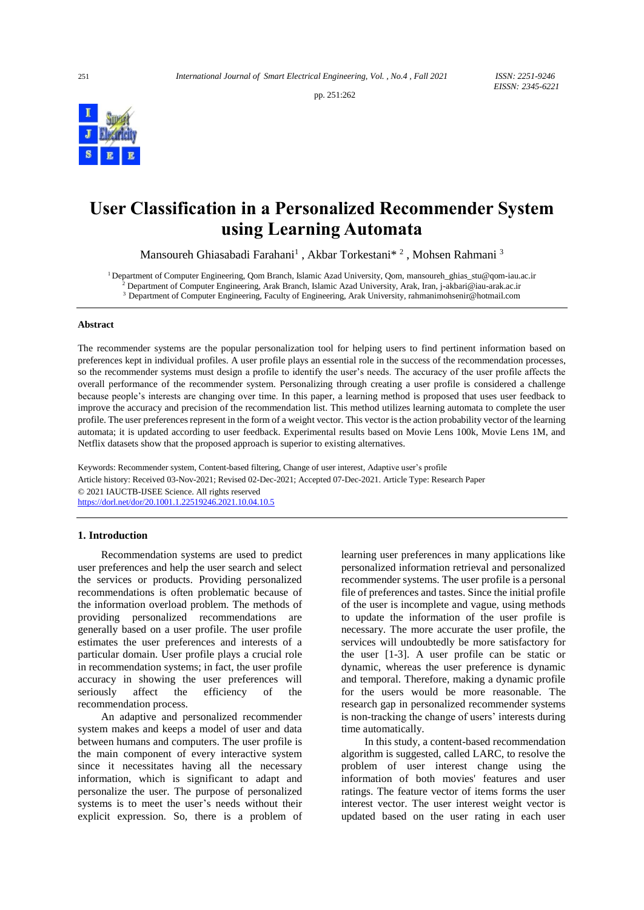# User Classification in a Personalized Recommender System using Learning Automata

Mansoureh Ghiasabadi Farahani[1] , Akbar Torkestani* [2] , Mohsen Rahmani [3]

[1] Department of Computer Engineering, Qom Branch, Islamic Azad University, Qom, mansoureh_ghias_stu@qom-iau.ac.ir
[2] Department of Computer Engineering, Arak Branch, Islamic Azad University, Arak, Iran, j-akbari@iau-arak.ac.ir
[3] Department of Computer Engineering, Faculty of Engineering, Arak University, rahmanimohsenir@hotmail.com

### Abstract

The recommender systems are the popular personalization tool for helping users to find pertinent information based on preferences kept in individual profiles. A user profile plays an essential role in the success of the recommendation processes, so the recommender systems must design a profile to identify the user's needs. The accuracy of the user profile affects the overall performance of the recommender system. Personalizing through creating a user profile is considered a challenge because people's interests are changing over time. In this paper, a learning method is proposed that uses user feedback to improve the accuracy and precision of the recommendation list. This method utilizes learning automata to complete the user profile. The user preferences represent in the form of a weight vector. This vector is the action probability vector of the learning automata; it is updated according to user feedback. Experimental results based on Movie Lens 100k, Movie Lens 1M, and Netflix datasets show that the proposed approach is superior to existing alternatives.

Keywords: Recommender system, Content-based filtering, Change of user interest, Adaptive user's profile

Article history: Received 03-Nov-2021; Revised 02-Dec-2021; Accepted 07-Dec-2021. Article Type: Research Paper

© 2021 IAUCTB-IJSEE Science. All rights reserved

https://dorl.net/dor/20.1001.1.22519246.2021.10.04.10.5

## 1. Introduction

Recommendation systems are used to predict user preferences and help the user search and select the services or products. Providing personalized recommendations is often problematic because of the information overload problem. The methods of providing personalized recommendations are generally based on a user profile. The user profile estimates the user preferences and interests of a particular domain. User profile plays a crucial role in recommendation systems; in fact, the user profile accuracy in showing the user preferences will seriously affect the efficiency of the recommendation process.

An adaptive and personalized recommender system makes and keeps a model of user and data between humans and computers. The user profile is the main component of every interactive system since it necessitates having all the necessary information, which is significant to adapt and personalize the user. The purpose of personalized systems is to meet the user's needs without their explicit expression. So, there is a problem of learning user preferences in many applications like personalized information retrieval and personalized recommender systems. The user profile is a personal file of preferences and tastes. Since the initial profile of the user is incomplete and vague, using methods to update the information of the user profile is necessary. The more accurate the user profile, the services will undoubtedly be more satisfactory for the user [1-3]. A user profile can be static or dynamic, whereas the user preference is dynamic and temporal. Therefore, making a dynamic profile for the users would be more reasonable. The research gap in personalized recommender systems is non-tracking the change of users' interests during time automatically.

In this study, a content-based recommendation algorithm is suggested, called LARC, to resolve the problem of user interest change using the information of both movies' features and user ratings. The feature vector of items forms the user interest vector. The user interest weight vector is updated based on the user rating in each user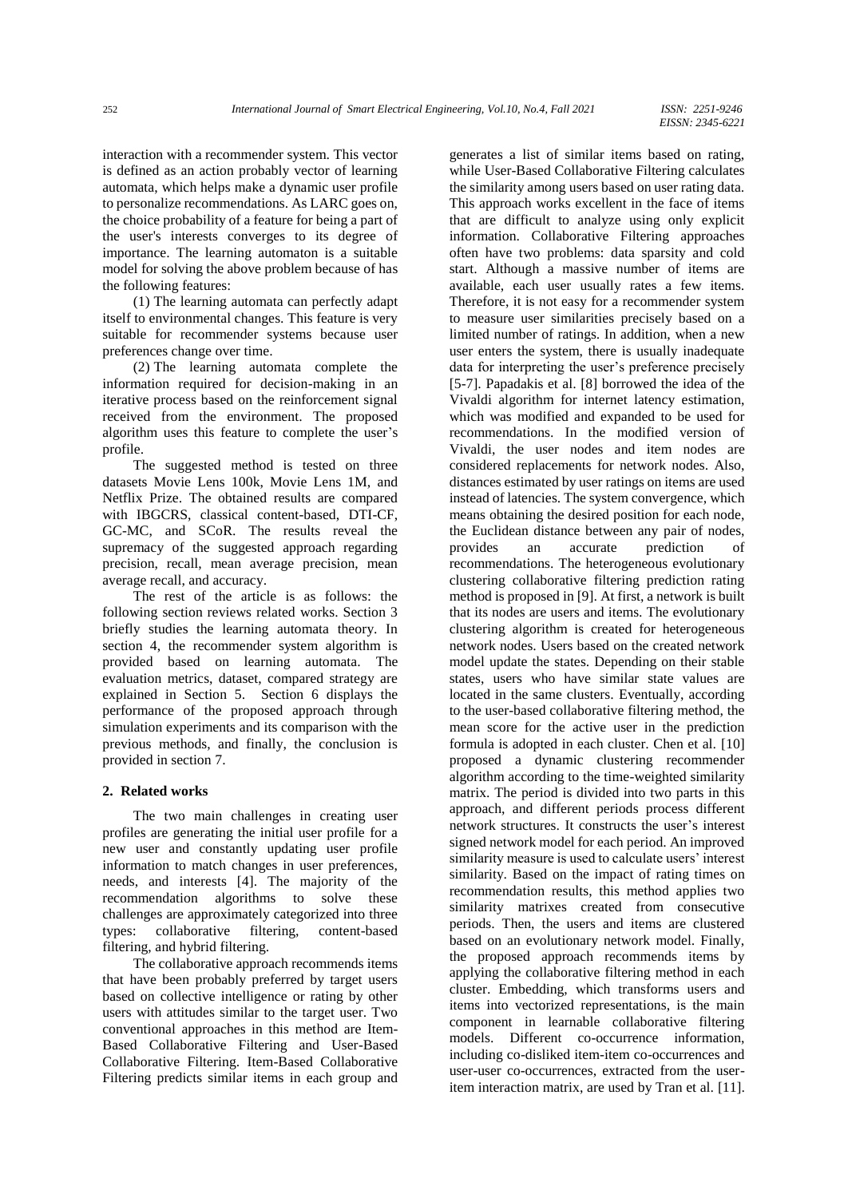interaction with a recommender system. This vector is defined as an action probably vector of learning automata, which helps make a dynamic user profile to personalize recommendations. As LARC goes on, the choice probability of a feature for being a part of the user's interests converges to its degree of importance. The learning automaton is a suitable model for solving the above problem because of has the following features:

(1) The learning automata can perfectly adapt itself to environmental changes. This feature is very suitable for recommender systems because user preferences change over time.

(2) The learning automata complete the information required for decision-making in an iterative process based on the reinforcement signal received from the environment. The proposed algorithm uses this feature to complete the user's profile.

The suggested method is tested on three datasets Movie Lens 100k, Movie Lens 1M, and Netflix Prize. The obtained results are compared with IBGCRS, classical content-based, DTI-CF, GC-MC, and SCoR. The results reveal the supremacy of the suggested approach regarding precision, recall, mean average precision, mean average recall, and accuracy.

The rest of the article is as follows: the following section reviews related works. Section 3 briefly studies the learning automata theory. In section 4, the recommender system algorithm is provided based on learning automata. The evaluation metrics, dataset, compared strategy are explained in Section 5. Section 6 displays the performance of the proposed approach through simulation experiments and its comparison with the previous methods, and finally, the conclusion is provided in section 7.

## 2. Related works

The two main challenges in creating user profiles are generating the initial user profile for a new user and constantly updating user profile information to match changes in user preferences, needs, and interests [4]. The majority of the recommendation algorithms to solve these challenges are approximately categorized into three types: collaborative filtering, content-based filtering, and hybrid filtering.

The collaborative approach recommends items that have been probably preferred by target users based on collective intelligence or rating by other users with attitudes similar to the target user. Two conventional approaches in this method are Item-Based Collaborative Filtering and User-Based Collaborative Filtering. Item-Based Collaborative Filtering predicts similar items in each group and generates a list of similar items based on rating, while User-Based Collaborative Filtering calculates the similarity among users based on user rating data. This approach works excellent in the face of items that are difficult to analyze using only explicit information. Collaborative Filtering approaches often have two problems: data sparsity and cold start. Although a massive number of items are available, each user usually rates a few items. Therefore, it is not easy for a recommender system to measure user similarities precisely based on a limited number of ratings. In addition, when a new user enters the system, there is usually inadequate data for interpreting the user's preference precisely [5-7]. Papadakis et al. [8] borrowed the idea of the Vivaldi algorithm for internet latency estimation, which was modified and expanded to be used for recommendations. In the modified version of Vivaldi, the user nodes and item nodes are considered replacements for network nodes. Also, distances estimated by user ratings on items are used instead of latencies. The system convergence, which means obtaining the desired position for each node, the Euclidean distance between any pair of nodes, provides an accurate prediction of recommendations. The heterogeneous evolutionary clustering collaborative filtering prediction rating method is proposed in [9]. At first, a network is built that its nodes are users and items. The evolutionary clustering algorithm is created for heterogeneous network nodes. Users based on the created network model update the states. Depending on their stable states, users who have similar state values are located in the same clusters. Eventually, according to the user-based collaborative filtering method, the mean score for the active user in the prediction formula is adopted in each cluster. Chen et al. [10] proposed a dynamic clustering recommender algorithm according to the time-weighted similarity matrix. The period is divided into two parts in this approach, and different periods process different network structures. It constructs the user's interest signed network model for each period. An improved similarity measure is used to calculate users' interest similarity. Based on the impact of rating times on recommendation results, this method applies two similarity matrixes created from consecutive periods. Then, the users and items are clustered based on an evolutionary network model. Finally, the proposed approach recommends items by applying the collaborative filtering method in each cluster. Embedding, which transforms users and items into vectorized representations, is the main component in learnable collaborative filtering models. Different co-occurrence information, including co-disliked item-item co-occurrences and user-user co-occurrences, extracted from the user-item interaction matrix, are used by Tran et al. [11].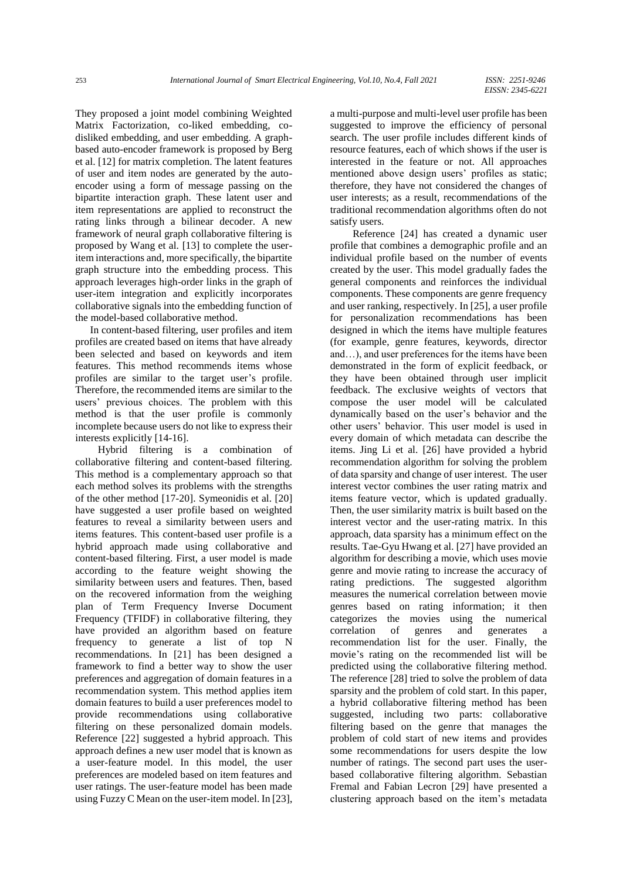They proposed a joint model combining Weighted Matrix Factorization, co-liked embedding, co-disliked embedding, and user embedding. A graph-based auto-encoder framework is proposed by Berg et al. [12] for matrix completion. The latent features of user and item nodes are generated by the auto-encoder using a form of message passing on the bipartite interaction graph. These latent user and item representations are applied to reconstruct the rating links through a bilinear decoder. A new framework of neural graph collaborative filtering is proposed by Wang et al. [13] to complete the user-item interactions and, more specifically, the bipartite graph structure into the embedding process. This approach leverages high-order links in the graph of user-item integration and explicitly incorporates collaborative signals into the embedding function of the model-based collaborative method.

In content-based filtering, user profiles and item profiles are created based on items that have already been selected and based on keywords and item features. This method recommends items whose profiles are similar to the target user's profile. Therefore, the recommended items are similar to the users' previous choices. The problem with this method is that the user profile is commonly incomplete because users do not like to express their interests explicitly [14-16].

Hybrid filtering is a combination of collaborative filtering and content-based filtering. This method is a complementary approach so that each method solves its problems with the strengths of the other method [17-20]. Symeonidis et al. [20] have suggested a user profile based on weighted features to reveal a similarity between users and items features. This content-based user profile is a hybrid approach made using collaborative and content-based filtering. First, a user model is made according to the feature weight showing the similarity between users and features. Then, based on the recovered information from the weighing plan of Term Frequency Inverse Document Frequency (TFIDF) in collaborative filtering, they have provided an algorithm based on feature frequency to generate a list of top N recommendations. In [21] has been designed a framework to find a better way to show the user preferences and aggregation of domain features in a recommendation system. This method applies item domain features to build a user preferences model to provide recommendations using collaborative filtering on these personalized domain models. Reference [22] suggested a hybrid approach. This approach defines a new user model that is known as a user-feature model. In this model, the user preferences are modeled based on item features and user ratings. The user-feature model has been made using Fuzzy C Mean on the user-item model. In [23], a multi-purpose and multi-level user profile has been suggested to improve the efficiency of personal search. The user profile includes different kinds of resource features, each of which shows if the user is interested in the feature or not. All approaches mentioned above design users' profiles as static; therefore, they have not considered the changes of user interests; as a result, recommendations of the traditional recommendation algorithms often do not satisfy users.

Reference [24] has created a dynamic user profile that combines a demographic profile and an individual profile based on the number of events created by the user. This model gradually fades the general components and reinforces the individual components. These components are genre frequency and user ranking, respectively. In [25], a user profile for personalization recommendations has been designed in which the items have multiple features (for example, genre features, keywords, director and…), and user preferences for the items have been demonstrated in the form of explicit feedback, or they have been obtained through user implicit feedback. The exclusive weights of vectors that compose the user model will be calculated dynamically based on the user's behavior and the other users' behavior. This user model is used in every domain of which metadata can describe the items. Jing Li et al. [26] have provided a hybrid recommendation algorithm for solving the problem of data sparsity and change of user interest. The user interest vector combines the user rating matrix and items feature vector, which is updated gradually. Then, the user similarity matrix is built based on the interest vector and the user-rating matrix. In this approach, data sparsity has a minimum effect on the results. Tae-Gyu Hwang et al. [27] have provided an algorithm for describing a movie, which uses movie genre and movie rating to increase the accuracy of rating predictions. The suggested algorithm measures the numerical correlation between movie genres based on rating information; it then categorizes the movies using the numerical correlation of genres and generates a recommendation list for the user. Finally, the movie's rating on the recommended list will be predicted using the collaborative filtering method. The reference [28] tried to solve the problem of data sparsity and the problem of cold start. In this paper, a hybrid collaborative filtering method has been suggested, including two parts: collaborative filtering based on the genre that manages the problem of cold start of new items and provides some recommendations for users despite the low number of ratings. The second part uses the user-based collaborative filtering algorithm. Sebastian Fremal and Fabian Lecron [29] have presented a clustering approach based on the item's metadata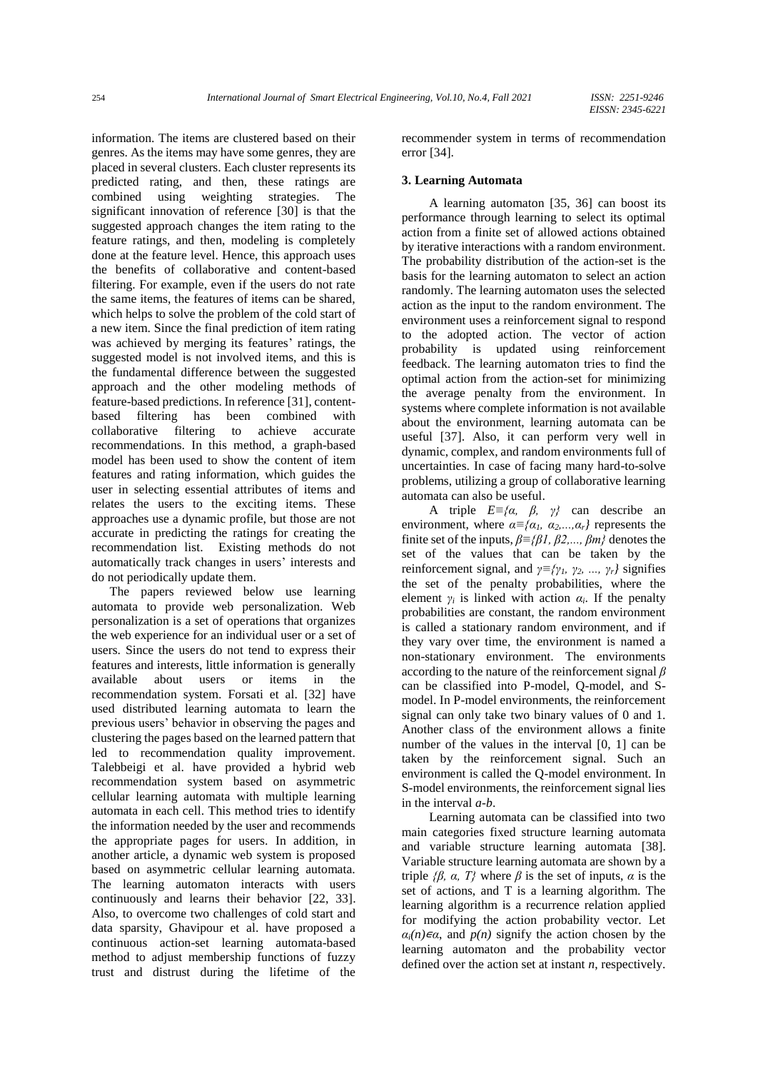information. The items are clustered based on their genres. As the items may have some genres, they are placed in several clusters. Each cluster represents its predicted rating, and then, these ratings are combined using weighting strategies. The significant innovation of reference [30] is that the suggested approach changes the item rating to the feature ratings, and then, modeling is completely done at the feature level. Hence, this approach uses the benefits of collaborative and content-based filtering. For example, even if the users do not rate the same items, the features of items can be shared, which helps to solve the problem of the cold start of a new item. Since the final prediction of item rating was achieved by merging its features' ratings, the suggested model is not involved items, and this is the fundamental difference between the suggested approach and the other modeling methods of feature-based predictions. In reference [31], content-based filtering has been combined with collaborative filtering to achieve accurate recommendations. In this method, a graph-based model has been used to show the content of item features and rating information, which guides the user in selecting essential attributes of items and relates the users to the exciting items. These approaches use a dynamic profile, but those are not accurate in predicting the ratings for creating the recommendation list. Existing methods do not automatically track changes in users' interests and do not periodically update them.

The papers reviewed below use learning automata to provide web personalization. Web personalization is a set of operations that organizes the web experience for an individual user or a set of users. Since the users do not tend to express their features and interests, little information is generally available about users or items in the recommendation system. Forsati et al. [32] have used distributed learning automata to learn the previous users' behavior in observing the pages and clustering the pages based on the learned pattern that led to recommendation quality improvement. Talebbeigi et al. have provided a hybrid web recommendation system based on asymmetric cellular learning automata with multiple learning automata in each cell. This method tries to identify the information needed by the user and recommends the appropriate pages for users. In addition, in another article, a dynamic web system is proposed based on asymmetric cellular learning automata. The learning automaton interacts with users continuously and learns their behavior [22, 33]. Also, to overcome two challenges of cold start and data sparsity, Ghavipour et al. have proposed a continuous action-set learning automata-based method to adjust membership functions of fuzzy trust and distrust during the lifetime of the recommender system in terms of recommendation error [34].

## 3. Learning Automata

A learning automaton [35, 36] can boost its performance through learning to select its optimal action from a finite set of allowed actions obtained by iterative interactions with a random environment. The probability distribution of the action-set is the basis for the learning automaton to select an action randomly. The learning automaton uses the selected action as the input to the random environment. The environment uses a reinforcement signal to respond to the adopted action. The vector of action probability is updated using reinforcement feedback. The learning automaton tries to find the optimal action from the action-set for minimizing the average penalty from the environment. In systems where complete information is not available about the environment, learning automata can be useful [37]. Also, it can perform very well in dynamic, complex, and random environments full of uncertainties. In case of facing many hard-to-solve problems, utilizing a group of collaborative learning automata can also be useful.

A triple $E \equiv \{\alpha, \beta, \gamma\}$ can describe an environment, where $\alpha \equiv \{\alpha_1, \alpha_2, \ldots, \alpha_r\}$ represents the finite set of the inputs, $\beta \equiv \{\beta 1, \beta 2, \ldots, \beta m\}$ denotes the set of the values that can be taken by the reinforcement signal, and $\gamma \equiv \{\gamma_1, \gamma_2, \ldots, \gamma_r\}$ signifies the set of the penalty probabilities, where the element $\gamma_i$ is linked with action $\alpha_i$. If the penalty probabilities are constant, the random environment is called a stationary random environment, and if they vary over time, the environment is named a non-stationary environment. The environments according to the nature of the reinforcement signal $\beta$ can be classified into P-model, Q-model, and S-model. In P-model environments, the reinforcement signal can only take two binary values of 0 and 1. Another class of the environment allows a finite number of the values in the interval [0, 1] can be taken by the reinforcement signal. Such an environment is called the Q-model environment. In S-model environments, the reinforcement signal lies in the interval *a-b*.

Learning automata can be classified into two main categories fixed structure learning automata and variable structure learning automata [38]. Variable structure learning automata are shown by a triple $\{\beta, \alpha, T\}$ where $\beta$ is the set of inputs, $\alpha$ is the set of actions, and T is a learning algorithm. The learning algorithm is a recurrence relation applied for modifying the action probability vector. Let $\alpha_i(n) \in \alpha$, and $p(n)$ signify the action chosen by the learning automaton and the probability vector defined over the action set at instant $n$, respectively.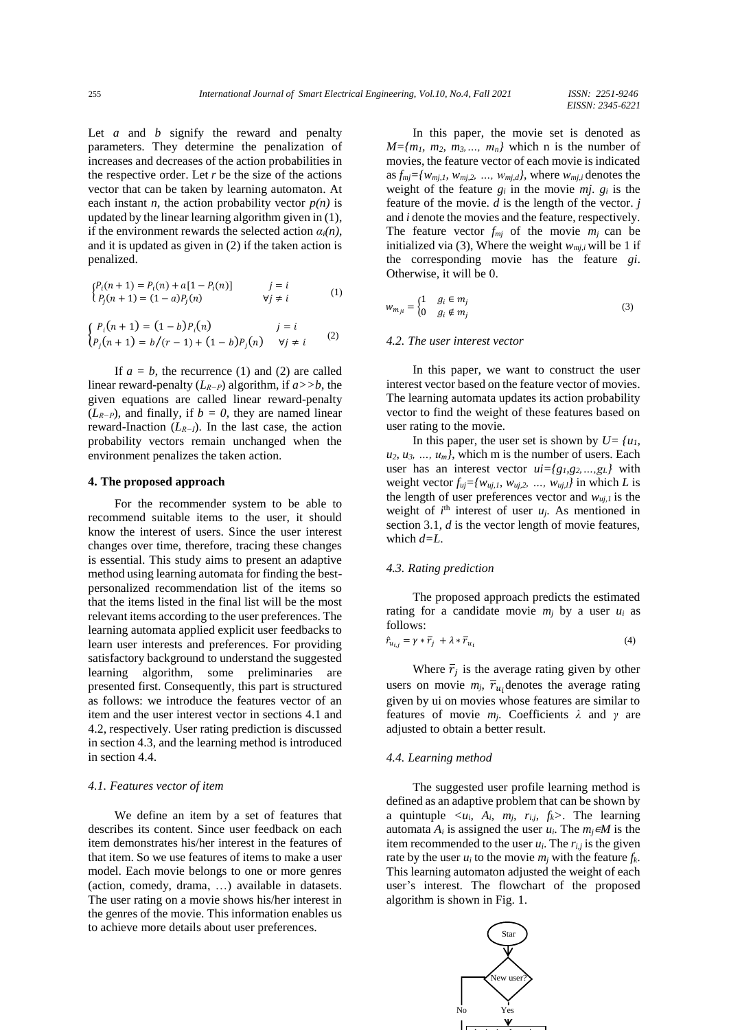Let $a$ and $b$ signify the reward and penalty parameters. They determine the penalization of increases and decreases of the action probabilities in the respective order. Let $r$ be the size of the actions vector that can be taken by learning automaton. At each instant $n$, the action probability vector $p(n)$ is updated by the linear learning algorithm given in (1), if the environment rewards the selected action $\alpha_i(n)$, and it is updated as given in (2) if the taken action is penalized.

$$\begin{cases} P_i(n+1) = P_i(n) + a[1 - P_i(n)] & j = i \\ P_j(n+1) = (1-a)P_j(n) & \forall j \neq i \end{cases} \tag{1}$$

$$\begin{cases} P_i(n+1) = (1-b)P_i(n) & j = i \\ P_j(n+1) = b/(r-1) + (1-b)P_j(n) & \forall j \neq i \end{cases} \tag{2}$$

If $a = b$, the recurrence (1) and (2) are called linear reward-penalty ($L_{R-P}$) algorithm, if $a >> b$, the given equations are called linear reward-penalty ($L_{R-P}$), and finally, if $b = 0$, they are named linear reward-Inaction ($L_{R-I}$). In the last case, the action probability vectors remain unchanged when the environment penalizes the taken action.

## 4. The proposed approach

For the recommender system to be able to recommend suitable items to the user, it should know the interest of users. Since the user interest changes over time, therefore, tracing these changes is essential. This study aims to present an adaptive method using learning automata for finding the best-personalized recommendation list of the items so that the items listed in the final list will be the most relevant items according to the user preferences. The learning automata applied explicit user feedbacks to learn user interests and preferences. For providing satisfactory background to understand the suggested learning algorithm, some preliminaries are presented first. Consequently, this part is structured as follows: we introduce the features vector of an item and the user interest vector in sections 4.1 and 4.2, respectively. User rating prediction is discussed in section 4.3, and the learning method is introduced in section 4.4.

### 4.1. Features vector of item

We define an item by a set of features that describes its content. Since user feedback on each item demonstrates his/her interest in the features of that item. So we use features of items to make a user model. Each movie belongs to one or more genres (action, comedy, drama, …) available in datasets. The user rating on a movie shows his/her interest in the genres of the movie. This information enables us to achieve more details about user preferences.

In this paper, the movie set is denoted as $M=\{m_1, m_2, m_3, \ldots, m_n\}$ which n is the number of movies, the feature vector of each movie is indicated as $f_{mj}=\{w_{mj,1}, w_{mj,2}, \ldots, w_{mj,d}\}$, where $w_{mj,i}$ denotes the weight of the feature $g_i$ in the movie $mj$. $g_i$ is the feature of the movie. $d$ is the length of the vector. $j$ and $i$ denote the movies and the feature, respectively. The feature vector $f_{mj}$ of the movie $m_j$ can be initialized via (3), Where the weight $w_{mj,i}$ will be 1 if the corresponding movie has the feature $gi$. Otherwise, it will be 0.

$$w_{m_{ji}} = \begin{cases} 1 & g_i \in m_j \\ 0 & g_i \notin m_j \end{cases} \tag{3}$$

### 4.2. The user interest vector

In this paper, we want to construct the user interest vector based on the feature vector of movies. The learning automata updates its action probability vector to find the weight of these features based on user rating to the movie.

In this paper, the user set is shown by $U=\{u_1, u_2, u_3, \ldots, u_m\}$, which m is the number of users. Each user has an interest vector $ui=\{g_1,g_2,\ldots,g_L\}$ with weight vector $f_{uj}=\{w_{uj,1}, w_{uj,2}, \ldots, w_{uj,l}\}$ in which $L$ is the length of user preferences vector and $w_{uj,1}$ is the weight of $i^{th}$ interest of user $u_j$. As mentioned in section 3.1, $d$ is the vector length of movie features, which $d=L$.

### 4.3. Rating prediction

The proposed approach predicts the estimated rating for a candidate movie $m_j$ by a user $u_i$ as follows:

$$\hat{r}_{u_{i,j}} = \gamma * \bar{r}_j + \lambda * \bar{r}_{u_i} \tag{4}$$

Where $\bar{r}_j$ is the average rating given by other users on movie $m_j$, $\bar{r}_{u_i}$ denotes the average rating given by ui on movies whose features are similar to features of movie $m_j$. Coefficients $\lambda$ and $\gamma$ are adjusted to obtain a better result.

### 4.4. Learning method

The suggested user profile learning method is defined as an adaptive problem that can be shown by a quintuple $<u_i, A_i, m_j, r_{i,j}, f_k>$. The learning automata $A_i$ is assigned the user $u_i$. The $m_j \in M$ is the item recommended to the user $u_i$. The $r_{i,j}$ is the given rate by the user $u_i$ to the movie $m_j$ with the feature $f_k$. This learning automaton adjusted the weight of each user's interest. The flowchart of the proposed algorithm is shown in Fig. 1.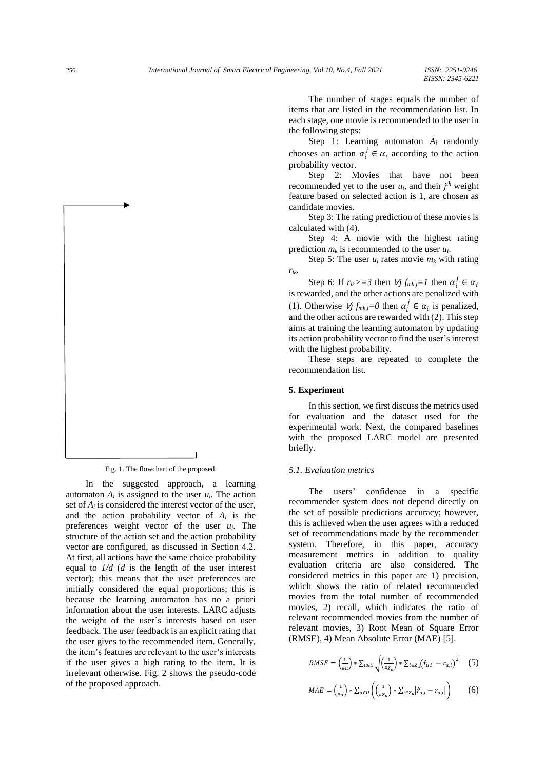Fig. 1. The flowchart of the proposed.

In the suggested approach, a learning automaton $A_i$ is assigned to the user $u_i$. The action set of $A_i$ is considered the interest vector of the user, and the action probability vector of $A_i$ is the preferences weight vector of the user $u_i$. The structure of the action set and the action probability vector are configured, as discussed in Section 4.2. At first, all actions have the same choice probability equal to $1/d$ ($d$ is the length of the user interest vector); this means that the user preferences are initially considered the equal proportions; this is because the learning automaton has no a priori information about the user interests. LARC adjusts the weight of the user's interests based on user feedback. The user feedback is an explicit rating that the user gives to the recommended item. Generally, the item's features are relevant to the user's interests if the user gives a high rating to the item. It is irrelevant otherwise. Fig. 2 shows the pseudo-code of the proposed approach.

The number of stages equals the number of items that are listed in the recommendation list. In each stage, one movie is recommended to the user in the following steps:

Step 1: Learning automaton $A_i$ randomly chooses an action $\alpha_i^j \in \alpha$, according to the action probability vector.

Step 2: Movies that have not been recommended yet to the user $u_i$, and their $j^{th}$ weight feature based on selected action is 1, are chosen as candidate movies.

Step 3: The rating prediction of these movies is calculated with (4).

Step 4: A movie with the highest rating prediction $m_k$ is recommended to the user $u_i$.

Step 5: The user $u_i$ rates movie $m_k$ with rating $r_{ik}$.

Step 6: If $r_{ik}>=3$ then $\forall j\ f_{mk,j}=1$ then $\alpha_i^j \in \alpha_i$ is rewarded, and the other actions are penalized with (1). Otherwise $\forall j\ f_{mk,j}=0$ then $\alpha_i^j \in \alpha_i$ is penalized, and the other actions are rewarded with (2). This step aims at training the learning automaton by updating its action probability vector to find the user's interest with the highest probability.

These steps are repeated to complete the recommendation list.

## 5. Experiment

In this section, we first discuss the metrics used for evaluation and the dataset used for the experimental work. Next, the compared baselines with the proposed LARC model are presented briefly.

### 5.1. Evaluation metrics

The users' confidence in a specific recommender system does not depend directly on the set of possible predictions accuracy; however, this is achieved when the user agrees with a reduced set of recommendations made by the recommender system. Therefore, in this paper, accuracy measurement metrics in addition to quality evaluation criteria are also considered. The considered metrics in this paper are 1) precision, which shows the ratio of related recommended movies from the total number of recommended movies, 2) recall, which indicates the ratio of relevant recommended movies from the number of relevant movies, 3) Root Mean of Square Error (RMSE), 4) Mean Absolute Error (MAE) [5].

$$RMSE = \left(\frac{1}{\#u}\right) * \sum_{u \in U} \sqrt{\left(\frac{1}{\#Z_u}\right) * \sum_{i \in Z_u} \left(\hat{r}_{u,i} - r_{u,i}\right)^2} \quad (5)$$

$$MAE = \left(\frac{1}{\#u}\right) * \sum_{u \in U} \left(\left(\frac{1}{\#Z_u}\right) * \sum_{i \in Z_u} \left|\hat{r}_{u,i} - r_{u,i}\right|\right) \quad (6)$$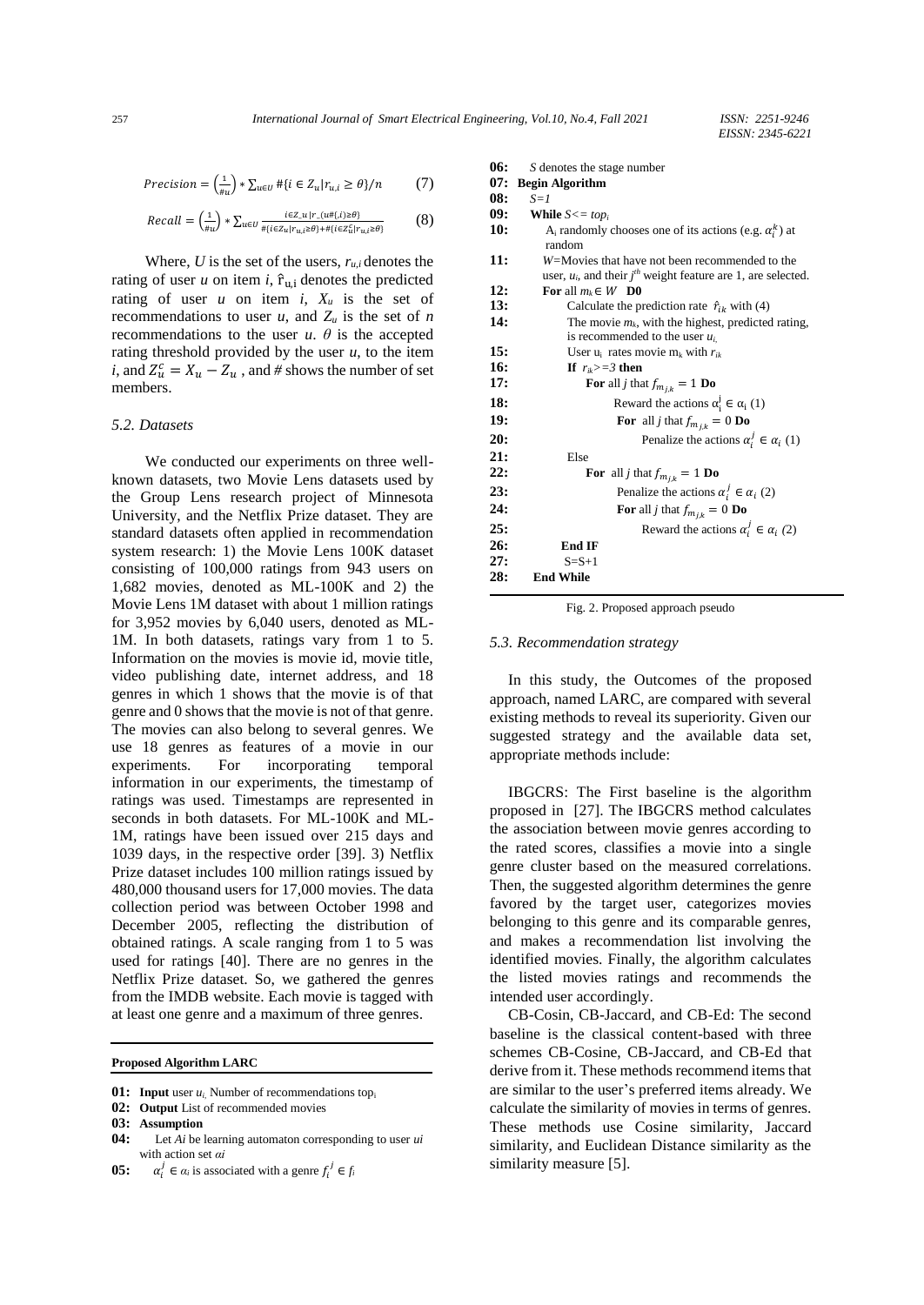$$Precision = \left(\frac{1}{\#u}\right) * \sum_{u \in U} \#\{i \in Z_u | r_{u,i} \geq \theta\}/n \quad (7)$$

$$Recall = \left(\frac{1}{\#u}\right) * \sum_{u \in U} \frac{i \in Z\_u | r\_(u\#\{,i) \geq \theta\}}{\#\{i \in Z_u | r_{u,i} \geq \theta\} + \#\{i \in Z_u^c | r_{u,i} \geq \theta\}} \quad (8)$$

Where, $U$ is the set of the users, $r_{u,i}$ denotes the rating of user $u$ on item $i$, $\hat{r}_{u,i}$ denotes the predicted rating of user $u$ on item $i$, $X_u$ is the set of recommendations to user $u$, and $Z_u$ is the set of $n$ recommendations to the user $u$. $\theta$ is the accepted rating threshold provided by the user $u$, to the item $i$, and $Z_u^c = X_u - Z_u$ , and # shows the number of set members.

### 5.2. Datasets

We conducted our experiments on three well-known datasets, two Movie Lens datasets used by the Group Lens research project of Minnesota University, and the Netflix Prize dataset. They are standard datasets often applied in recommendation system research: 1) the Movie Lens 100K dataset consisting of 100,000 ratings from 943 users on 1,682 movies, denoted as ML-100K and 2) the Movie Lens 1M dataset with about 1 million ratings for 3,952 movies by 6,040 users, denoted as ML-1M. In both datasets, ratings vary from 1 to 5. Information on the movies is movie id, movie title, video publishing date, internet address, and 18 genres in which 1 shows that the movie is of that genre and 0 shows that the movie is not of that genre. The movies can also belong to several genres. We use 18 genres as features of a movie in our experiments. For incorporating temporal information in our experiments, the timestamp of ratings was used. Timestamps are represented in seconds in both datasets. For ML-100K and ML-1M, ratings have been issued over 215 days and 1039 days, in the respective order [39]. 3) Netflix Prize dataset includes 100 million ratings issued by 480,000 thousand users for 17,000 movies. The data collection period was between October 1998 and December 2005, reflecting the distribution of obtained ratings. A scale ranging from 1 to 5 was used for ratings [40]. There are no genres in the Netflix Prize dataset. So, we gathered the genres from the IMDB website. Each movie is tagged with at least one genre and a maximum of three genres.

**Proposed Algorithm LARC**

```
01: Input user u_i, Number of recommendations top_i
02: Output List of recommended movies
03: Assumption
04:    Let Ai be learning automaton corresponding to user ui
       with action set αi
05:    α_i^j ∈ αi is associated with a genre f_i^j ∈ f_i
06:    S denotes the stage number
07: Begin Algorithm
08:   S=1
09:   While S<= top_i
10:      A_i randomly chooses one of its actions (e.g. α_i^k) at
         random
11:      W=Movies that have not been recommended to the
         user, u_i, and their j^th weight feature are 1, are selected.
12:      For all m_k ∈ W  D0
13:         Calculate the prediction rate r̂_ik with (4)
14:         The movie m_k, with the highest, predicted rating,
            is recommended to the user u_i.
15:         User u_i rates movie m_k with r_ik
16:         If r_ik>=3 then
17:            For all j that f_{m_j,k} = 1 Do
18:               Reward the actions α_i^j ∈ α_i (1)
19:               For all j that f_{m_j,k} = 0 Do
20:                  Penalize the actions α_i^j ∈ α_i (1)
21:         Else
22:            For all j that f_{m_j,k} = 1 Do
23:               Penalize the actions α_i^j ∈ α_i (2)
24:               For all j that f_{m_j,k} = 0 Do
25:                  Reward the actions α_i^j ∈ α_i (2)
26:         End IF
27:         S=S+1
28:   End While
```

Fig. 2. Proposed approach pseudo

### 5.3. Recommendation strategy

In this study, the Outcomes of the proposed approach, named LARC, are compared with several existing methods to reveal its superiority. Given our suggested strategy and the available data set, appropriate methods include:

IBGCRS: The First baseline is the algorithm proposed in [27]. The IBGCRS method calculates the association between movie genres according to the rated scores, classifies a movie into a single genre cluster based on the measured correlations. Then, the suggested algorithm determines the genre favored by the target user, categorizes movies belonging to this genre and its comparable genres, and makes a recommendation list involving the identified movies. Finally, the algorithm calculates the listed movies ratings and recommends the intended user accordingly.

CB-Cosin, CB-Jaccard, and CB-Ed: The second baseline is the classical content-based with three schemes CB-Cosine, CB-Jaccard, and CB-Ed that derive from it. These methods recommend items that are similar to the user's preferred items already. We calculate the similarity of movies in terms of genres. These methods use Cosine similarity, Jaccard similarity, and Euclidean Distance similarity as the similarity measure [5].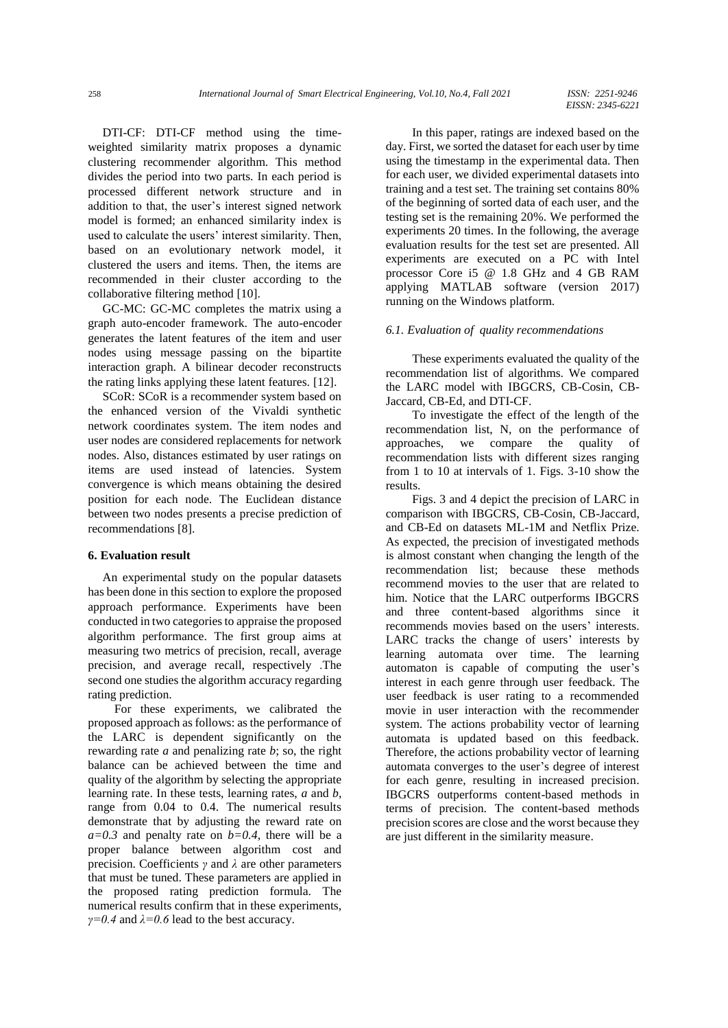DTI-CF: DTI-CF method using the time-weighted similarity matrix proposes a dynamic clustering recommender algorithm. This method divides the period into two parts. In each period is processed different network structure and in addition to that, the user's interest signed network model is formed; an enhanced similarity index is used to calculate the users' interest similarity. Then, based on an evolutionary network model, it clustered the users and items. Then, the items are recommended in their cluster according to the collaborative filtering method [10].

GC-MC: GC-MC completes the matrix using a graph auto-encoder framework. The auto-encoder generates the latent features of the item and user nodes using message passing on the bipartite interaction graph. A bilinear decoder reconstructs the rating links applying these latent features. [12].

SCoR: SCoR is a recommender system based on the enhanced version of the Vivaldi synthetic network coordinates system. The item nodes and user nodes are considered replacements for network nodes. Also, distances estimated by user ratings on items are used instead of latencies. System convergence is which means obtaining the desired position for each node. The Euclidean distance between two nodes presents a precise prediction of recommendations [8].

## 6. Evaluation result

An experimental study on the popular datasets has been done in this section to explore the proposed approach performance. Experiments have been conducted in two categories to appraise the proposed algorithm performance. The first group aims at measuring two metrics of precision, recall, average precision, and average recall, respectively .The second one studies the algorithm accuracy regarding rating prediction.

For these experiments, we calibrated the proposed approach as follows: as the performance of the LARC is dependent significantly on the rewarding rate $a$ and penalizing rate $b$; so, the right balance can be achieved between the time and quality of the algorithm by selecting the appropriate learning rate. In these tests, learning rates, $a$ and $b$, range from 0.04 to 0.4. The numerical results demonstrate that by adjusting the reward rate on $a=0.3$ and penalty rate on $b=0.4$, there will be a proper balance between algorithm cost and precision. Coefficients $\gamma$ and $\lambda$ are other parameters that must be tuned. These parameters are applied in the proposed rating prediction formula. The numerical results confirm that in these experiments, $\gamma=0.4$ and $\lambda=0.6$ lead to the best accuracy.

In this paper, ratings are indexed based on the day. First, we sorted the dataset for each user by time using the timestamp in the experimental data. Then for each user, we divided experimental datasets into training and a test set. The training set contains 80% of the beginning of sorted data of each user, and the testing set is the remaining 20%. We performed the experiments 20 times. In the following, the average evaluation results for the test set are presented. All experiments are executed on a PC with Intel processor Core i5 @ 1.8 GHz and 4 GB RAM applying MATLAB software (version 2017) running on the Windows platform.

### 6.1. Evaluation of quality recommendations

These experiments evaluated the quality of the recommendation list of algorithms. We compared the LARC model with IBGCRS, CB-Cosin, CB-Jaccard, CB-Ed, and DTI-CF.

To investigate the effect of the length of the recommendation list, N, on the performance of approaches, we compare the quality of recommendation lists with different sizes ranging from 1 to 10 at intervals of 1. Figs. 3-10 show the results.

Figs. 3 and 4 depict the precision of LARC in comparison with IBGCRS, CB-Cosin, CB-Jaccard, and CB-Ed on datasets ML-1M and Netflix Prize. As expected, the precision of investigated methods is almost constant when changing the length of the recommendation list; because these methods recommend movies to the user that are related to him. Notice that the LARC outperforms IBGCRS and three content-based algorithms since it recommends movies based on the users' interests. LARC tracks the change of users' interests by learning automata over time. The learning automaton is capable of computing the user's interest in each genre through user feedback. The user feedback is user rating to a recommended movie in user interaction with the recommender system. The actions probability vector of learning automata is updated based on this feedback. Therefore, the actions probability vector of learning automata converges to the user's degree of interest for each genre, resulting in increased precision. IBGCRS outperforms content-based methods in terms of precision. The content-based methods precision scores are close and the worst because they are just different in the similarity measure.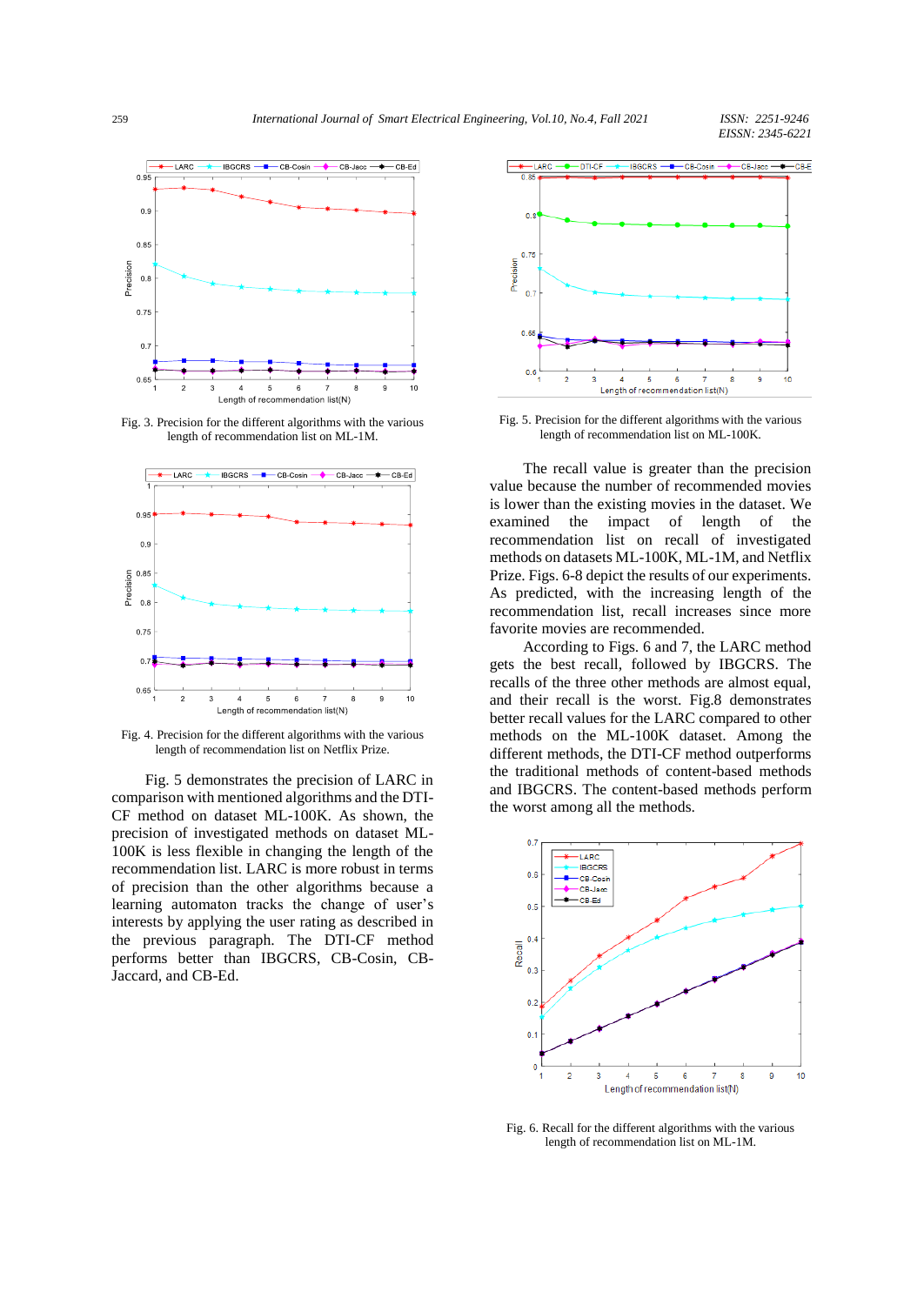Fig. 3. Precision for the different algorithms with the various length of recommendation list on ML-1M.

Fig. 4. Precision for the different algorithms with the various length of recommendation list on Netflix Prize.

Fig. 5 demonstrates the precision of LARC in comparison with mentioned algorithms and the DTI-CF method on dataset ML-100K. As shown, the precision of investigated methods on dataset ML-100K is less flexible in changing the length of the recommendation list. LARC is more robust in terms of precision than the other algorithms because a learning automaton tracks the change of user's interests by applying the user rating as described in the previous paragraph. The DTI-CF method performs better than IBGCRS, CB-Cosin, CB-Jaccard, and CB-Ed.

Fig. 5. Precision for the different algorithms with the various length of recommendation list on ML-100K.

The recall value is greater than the precision value because the number of recommended movies is lower than the existing movies in the dataset. We examined the impact of length of the recommendation list on recall of investigated methods on datasets ML-100K, ML-1M, and Netflix Prize. Figs. 6-8 depict the results of our experiments. As predicted, with the increasing length of the recommendation list, recall increases since more favorite movies are recommended.

According to Figs. 6 and 7, the LARC method gets the best recall, followed by IBGCRS. The recalls of the three other methods are almost equal, and their recall is the worst. Fig.8 demonstrates better recall values for the LARC compared to other methods on the ML-100K dataset. Among the different methods, the DTI-CF method outperforms the traditional methods of content-based methods and IBGCRS. The content-based methods perform the worst among all the methods.

Fig. 6. Recall for the different algorithms with the various length of recommendation list on ML-1M.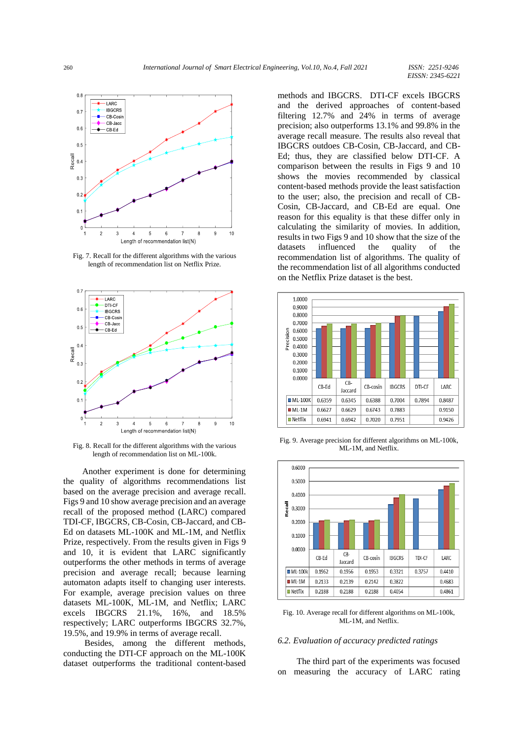Fig. 7. Recall for the different algorithms with the various length of recommendation list on Netflix Prize.

Fig. 8. Recall for the different algorithms with the various length of recommendation list on ML-100k.

Another experiment is done for determining the quality of algorithms recommendations list based on the average precision and average recall. Figs 9 and 10 show average precision and an average recall of the proposed method (LARC) compared TDI-CF, IBGCRS, CB-Cosin, CB-Jaccard, and CB-Ed on datasets ML-100K and ML-1M, and Netflix Prize, respectively. From the results given in Figs 9 and 10, it is evident that LARC significantly outperforms the other methods in terms of average precision and average recall; because learning automaton adapts itself to changing user interests. For example, average precision values on three datasets ML-100K, ML-1M, and Netflix; LARC excels IBGCRS 21.1%, 16%, and 18.5% respectively; LARC outperforms IBGCRS 32.7%, 19.5%, and 19.9% in terms of average recall.

Besides, among the different methods, conducting the DTI-CF approach on the ML-100K dataset outperforms the traditional content-based methods and IBGCRS. DTI-CF excels IBGCRS and the derived approaches of content-based filtering 12.7% and 24% in terms of average precision; also outperforms 13.1% and 99.8% in the average recall measure. The results also reveal that IBGCRS outdoes CB-Cosin, CB-Jaccard, and CB-Ed; thus, they are classified below DTI-CF. A comparison between the results in Figs 9 and 10 shows the movies recommended by classical content-based methods provide the least satisfaction to the user; also, the precision and recall of CB-Cosin, CB-Jaccard, and CB-Ed are equal. One reason for this equality is that these differ only in calculating the similarity of movies. In addition, results in two Figs 9 and 10 show that the size of the datasets influenced the quality of the recommendation list of algorithms. The quality of the recommendation list of all algorithms conducted on the Netflix Prize dataset is the best.

| | CB-Ed | CB-Jaccard | CB-cosin | IBGCRS | DTI-CF | LARC |
|---|---|---|---|---|---|---|
| ML-100K | 0.6359 | 0.6345 | 0.6388 | 0.7004 | 0.7894 | 0.8487 |
| ML-1M | 0.6627 | 0.6629 | 0.6743 | 0.7883 | | 0.9150 |
| Netflix | 0.6941 | 0.6942 | 0.7020 | 0.7951 | | 0.9426 |

Fig. 9. Average precision for different algorithms on ML-100k, ML-1M, and Netflix.

| | CB-Ed | CB-Jaccard | CB-cosin | IBGCRS | TDI-CF | LARC |
|---|---|---|---|---|---|---|
| ML-100k | 0.1962 | 0.1956 | 0.1953 | 0.3321 | 0.3757 | 0.4410 |
| ML-1M | 0.2133 | 0.2139 | 0.2142 | 0.3822 | | 0.4683 |
| Netflix | 0.2188 | 0.2188 | 0.2188 | 0.4054 | | 0.4861 |

Fig. 10. Average recall for different algorithms on ML-100k, ML-1M, and Netflix.

### *6.2. Evaluation of accuracy predicted ratings*

The third part of the experiments was focused on measuring the accuracy of LARC rating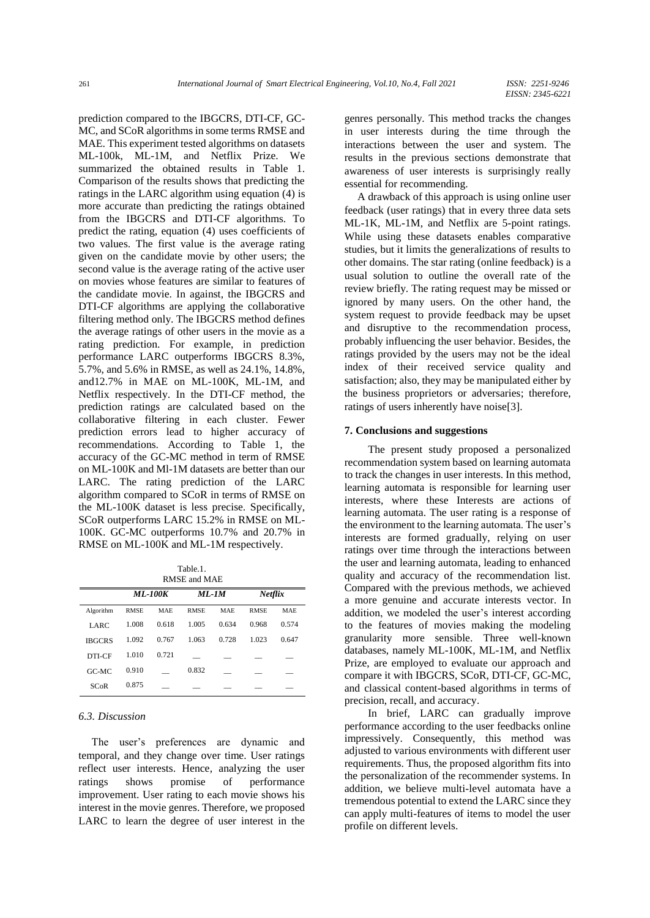prediction compared to the IBGCRS, DTI-CF, GC-MC, and SCoR algorithms in some terms RMSE and MAE. This experiment tested algorithms on datasets ML-100k, ML-1M, and Netflix Prize. We summarized the obtained results in Table 1. Comparison of the results shows that predicting the ratings in the LARC algorithm using equation (4) is more accurate than predicting the ratings obtained from the IBGCRS and DTI-CF algorithms. To predict the rating, equation (4) uses coefficients of two values. The first value is the average rating given on the candidate movie by other users; the second value is the average rating of the active user on movies whose features are similar to features of the candidate movie. In against, the IBGCRS and DTI-CF algorithms are applying the collaborative filtering method only. The IBGCRS method defines the average ratings of other users in the movie as a rating prediction. For example, in prediction performance LARC outperforms IBGCRS 8.3%, 5.7%, and 5.6% in RMSE, as well as 24.1%, 14.8%, and12.7% in MAE on ML-100K, ML-1M, and Netflix respectively. In the DTI-CF method, the prediction ratings are calculated based on the collaborative filtering in each cluster. Fewer prediction errors lead to higher accuracy of recommendations. According to Table 1, the accuracy of the GC-MC method in term of RMSE on ML-100K and Ml-1M datasets are better than our LARC. The rating prediction of the LARC algorithm compared to SCoR in terms of RMSE on the ML-100K dataset is less precise. Specifically, SCoR outperforms LARC 15.2% in RMSE on ML-100K. GC-MC outperforms 10.7% and 20.7% in RMSE on ML-100K and ML-1M respectively.

Table.1.
RMSE and MAE

| | ***ML-100K*** | | ***ML-1M*** | | ***Netflix*** | |
|---|---|---|---|---|---|---|
| Algorithm | RMSE | MAE | RMSE | MAE | RMSE | MAE |
| LARC | 1.008 | 0.618 | 1.005 | 0.634 | 0.968 | 0.574 |
| IBGCRS | 1.092 | 0.767 | 1.063 | 0.728 | 1.023 | 0.647 |
| DTI-CF | 1.010 | 0.721 | __ | __ | __ | __ |
| GC-MC | 0.910 | __ | 0.832 | __ | __ | __ |
| SCoR | 0.875 | __ | __ | __ | __ | __ |

### *6.3. Discussion*

The user's preferences are dynamic and temporal, and they change over time. User ratings reflect user interests. Hence, analyzing the user ratings shows promise of performance improvement. User rating to each movie shows his interest in the movie genres. Therefore, we proposed LARC to learn the degree of user interest in the genres personally. This method tracks the changes in user interests during the time through the interactions between the user and system. The results in the previous sections demonstrate that awareness of user interests is surprisingly really essential for recommending.

A drawback of this approach is using online user feedback (user ratings) that in every three data sets ML-1K, ML-1M, and Netflix are 5-point ratings. While using these datasets enables comparative studies, but it limits the generalizations of results to other domains. The star rating (online feedback) is a usual solution to outline the overall rate of the review briefly. The rating request may be missed or ignored by many users. On the other hand, the system request to provide feedback may be upset and disruptive to the recommendation process, probably influencing the user behavior. Besides, the ratings provided by the users may not be the ideal index of their received service quality and satisfaction; also, they may be manipulated either by the business proprietors or adversaries; therefore, ratings of users inherently have noise[3].

## 7. Conclusions and suggestions

The present study proposed a personalized recommendation system based on learning automata to track the changes in user interests. In this method, learning automata is responsible for learning user interests, where these Interests are actions of learning automata. The user rating is a response of the environment to the learning automata. The user's interests are formed gradually, relying on user ratings over time through the interactions between the user and learning automata, leading to enhanced quality and accuracy of the recommendation list. Compared with the previous methods, we achieved a more genuine and accurate interests vector. In addition, we modeled the user's interest according to the features of movies making the modeling granularity more sensible. Three well-known databases, namely ML-100K, ML-1M, and Netflix Prize, are employed to evaluate our approach and compare it with IBGCRS, SCoR, DTI-CF, GC-MC, and classical content-based algorithms in terms of precision, recall, and accuracy.

In brief, LARC can gradually improve performance according to the user feedbacks online impressively. Consequently, this method was adjusted to various environments with different user requirements. Thus, the proposed algorithm fits into the personalization of the recommender systems. In addition, we believe multi-level automata have a tremendous potential to extend the LARC since they can apply multi-features of items to model the user profile on different levels.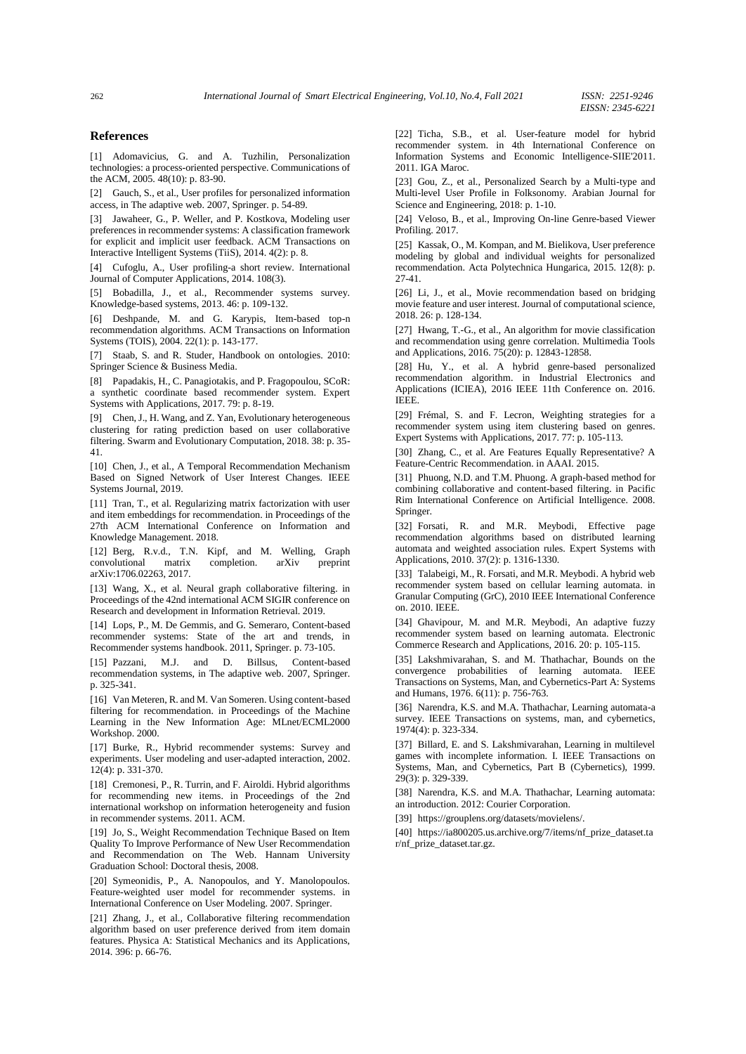## References

[1] Adomavicius, G. and A. Tuzhilin, Personalization technologies: a process-oriented perspective. Communications of the ACM, 2005. 48(10): p. 83-90.

[2] Gauch, S., et al., User profiles for personalized information access, in The adaptive web. 2007, Springer. p. 54-89.

[3] Jawaheer, G., P. Weller, and P. Kostkova, Modeling user preferences in recommender systems: A classification framework for explicit and implicit user feedback. ACM Transactions on Interactive Intelligent Systems (TiiS), 2014. 4(2): p. 8.

[4] Cufoglu, A., User profiling-a short review. International Journal of Computer Applications, 2014. 108(3).

[5] Bobadilla, J., et al., Recommender systems survey. Knowledge-based systems, 2013. 46: p. 109-132.

[6] Deshpande, M. and G. Karypis, Item-based top-n recommendation algorithms. ACM Transactions on Information Systems (TOIS), 2004. 22(1): p. 143-177.

[7] Staab, S. and R. Studer, Handbook on ontologies. 2010: Springer Science & Business Media.

[8] Papadakis, H., C. Panagiotakis, and P. Fragopoulou, SCoR: a synthetic coordinate based recommender system. Expert Systems with Applications, 2017. 79: p. 8-19.

[9] Chen, J., H. Wang, and Z. Yan, Evolutionary heterogeneous clustering for rating prediction based on user collaborative filtering. Swarm and Evolutionary Computation, 2018. 38: p. 35-41.

[10] Chen, J., et al., A Temporal Recommendation Mechanism Based on Signed Network of User Interest Changes. IEEE Systems Journal, 2019.

[11] Tran, T., et al. Regularizing matrix factorization with user and item embeddings for recommendation. in Proceedings of the 27th ACM International Conference on Information and Knowledge Management. 2018.

[12] Berg, R.v.d., T.N. Kipf, and M. Welling, Graph convolutional matrix completion. arXiv preprint arXiv:1706.02263, 2017.

[13] Wang, X., et al. Neural graph collaborative filtering. in Proceedings of the 42nd international ACM SIGIR conference on Research and development in Information Retrieval. 2019.

[14] Lops, P., M. De Gemmis, and G. Semeraro, Content-based recommender systems: State of the art and trends, in Recommender systems handbook. 2011, Springer. p. 73-105.

[15] Pazzani, M.J. and D. Billsus, Content-based recommendation systems, in The adaptive web. 2007, Springer. p. 325-341.

[16] Van Meteren, R. and M. Van Someren. Using content-based filtering for recommendation. in Proceedings of the Machine Learning in the New Information Age: MLnet/ECML2000 Workshop. 2000.

[17] Burke, R., Hybrid recommender systems: Survey and experiments. User modeling and user-adapted interaction, 2002. 12(4): p. 331-370.

[18] Cremonesi, P., R. Turrin, and F. Airoldi. Hybrid algorithms for recommending new items. in Proceedings of the 2nd international workshop on information heterogeneity and fusion in recommender systems. 2011. ACM.

[19] Jo, S., Weight Recommendation Technique Based on Item Quality To Improve Performance of New User Recommendation and Recommendation on The Web. Hannam University Graduation School: Doctoral thesis, 2008.

[20] Symeonidis, P., A. Nanopoulos, and Y. Manolopoulos. Feature-weighted user model for recommender systems. in International Conference on User Modeling. 2007. Springer.

[21] Zhang, J., et al., Collaborative filtering recommendation algorithm based on user preference derived from item domain features. Physica A: Statistical Mechanics and its Applications, 2014. 396: p. 66-76.

[22] Ticha, S.B., et al. User-feature model for hybrid recommender system. in 4th International Conference on Information Systems and Economic Intelligence-SIIE'2011. 2011. IGA Maroc.

[23] Gou, Z., et al., Personalized Search by a Multi-type and Multi-level User Profile in Folksonomy. Arabian Journal for Science and Engineering, 2018: p. 1-10.

[24] Veloso, B., et al., Improving On-line Genre-based Viewer Profiling. 2017.

[25] Kassak, O., M. Kompan, and M. Bielikova, User preference modeling by global and individual weights for personalized recommendation. Acta Polytechnica Hungarica, 2015. 12(8): p. 27-41.

[26] Li, J., et al., Movie recommendation based on bridging movie feature and user interest. Journal of computational science, 2018. 26: p. 128-134.

[27] Hwang, T.-G., et al., An algorithm for movie classification and recommendation using genre correlation. Multimedia Tools and Applications, 2016. 75(20): p. 12843-12858.

[28] Hu, Y., et al. A hybrid genre-based personalized recommendation algorithm. in Industrial Electronics and Applications (ICIEA), 2016 IEEE 11th Conference on. 2016. IEEE.

[29] Frémal, S. and F. Lecron, Weighting strategies for a recommender system using item clustering based on genres. Expert Systems with Applications, 2017. 77: p. 105-113.

[30] Zhang, C., et al. Are Features Equally Representative? A Feature-Centric Recommendation. in AAAI. 2015.

[31] Phuong, N.D. and T.M. Phuong. A graph-based method for combining collaborative and content-based filtering. in Pacific Rim International Conference on Artificial Intelligence. 2008. Springer.

[32] Forsati, R. and M.R. Meybodi, Effective page recommendation algorithms based on distributed learning automata and weighted association rules. Expert Systems with Applications, 2010. 37(2): p. 1316-1330.

[33] Talabeigi, M., R. Forsati, and M.R. Meybodi. A hybrid web recommender system based on cellular learning automata. in Granular Computing (GrC), 2010 IEEE International Conference on. 2010. IEEE.

[34] Ghavipour, M. and M.R. Meybodi, An adaptive fuzzy recommender system based on learning automata. Electronic Commerce Research and Applications, 2016. 20: p. 105-115.

[35] Lakshmivarahan, S. and M. Thathachar, Bounds on the convergence probabilities of learning automata. IEEE Transactions on Systems, Man, and Cybernetics-Part A: Systems and Humans, 1976. 6(11): p. 756-763.

[36] Narendra, K.S. and M.A. Thathachar, Learning automata-a survey. IEEE Transactions on systems, man, and cybernetics, 1974(4): p. 323-334.

[37] Billard, E. and S. Lakshmivarahan, Learning in multilevel games with incomplete information. I. IEEE Transactions on Systems, Man, and Cybernetics, Part B (Cybernetics), 1999. 29(3): p. 329-339.

[38] Narendra, K.S. and M.A. Thathachar, Learning automata: an introduction. 2012: Courier Corporation.

[39] https://grouplens.org/datasets/movielens/.

[40] https://ia800205.us.archive.org/7/items/nf_prize_dataset.tar/nf_prize_dataset.tar.gz.